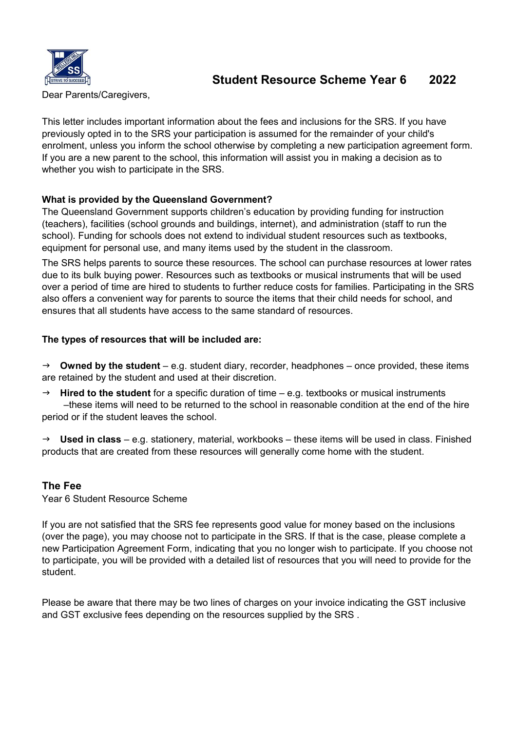# Student Resource Scheme Year 6 2022

Dear Parents/Caregivers,

This letter includes important information about the fees and inclusions for the SRS. If you have previously opted in to the SRS your participation is assumed for the remainder of your child's enrolment, unless you inform the school otherwise by completing a new participation agreement form. If you are a new parent to the school, this information will assist you in making a decision as to whether you wish to participate in the SRS.

**What is provided by the Queensland Government?**

The Queensland Government supports children's education by providing funding for instruction (teachers), facilities (school grounds and buildings, internet), and administration (staff to run the school). Funding for schools does not extend to individual student resources such as textbooks, equipment for personal use, and many items used by the student in the classroom.

The SRS helps parents to source these resources. The school can purchase resources at lower rates due to its bulk buying power. Resources such as textbooks or musical instruments that will be used over a period of time are hired to students to further reduce costs for families. Participating in the SRS also offers a convenient way for parents to source the items that their child needs for school, and ensures that all students have access to the same standard of resources.

**The types of resources that will be included are:**

- **Owned by the student** – e.g. student diary, recorder, headphones – once provided, these items are retained by the student and used at their discretion.
- **Hired to the student** for a specific duration of time – e.g. textbooks or musical instruments –these items will need to be returned to the school in reasonable condition at the end of the hire period or if the student leaves the school.
- **Used in class** – e.g. stationery, material, workbooks – these items will be used in class. Finished products that are created from these resources will generally come home with the student.

## The Fee

Year 6 Student Resource Scheme

If you are not satisfied that the SRS fee represents good value for money based on the inclusions (over the page), you may choose not to participate in the SRS. If that is the case, please complete a new Participation Agreement Form, indicating that you no longer wish to participate. If you choose not to participate, you will be provided with a detailed list of resources that you will need to provide for the student.

Please be aware that there may be two lines of charges on your invoice indicating the GST inclusive and GST exclusive fees depending on the resources supplied by the SRS .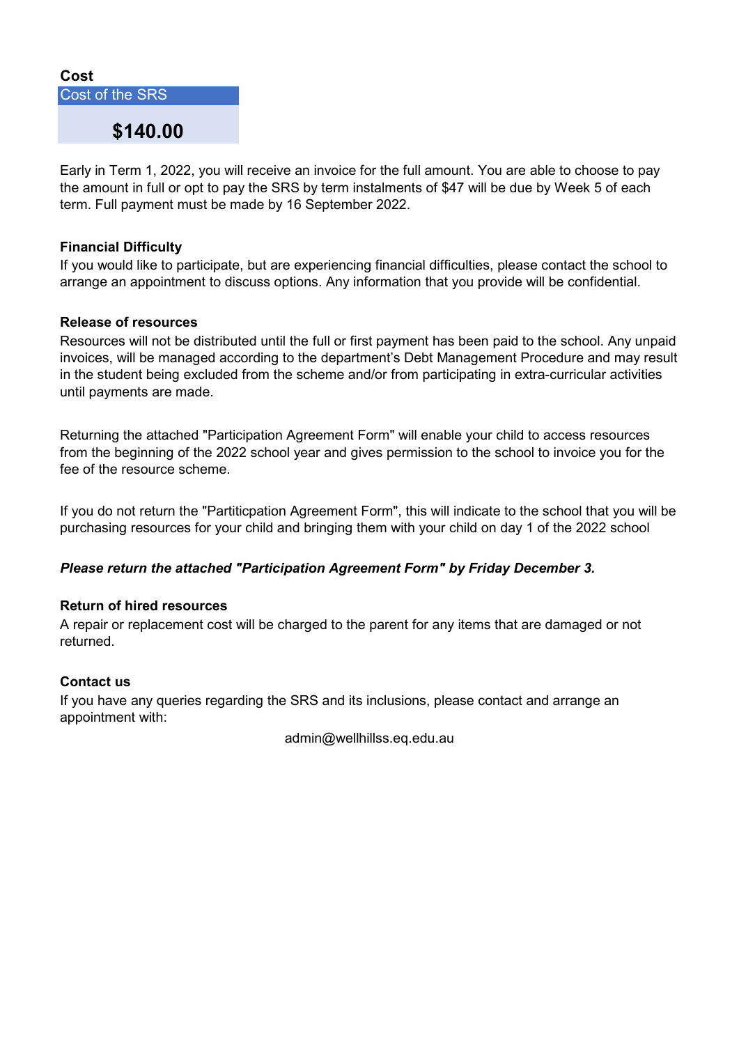**Cost**

| Cost of the SRS |
| --- |
| **$140.00** |

Early in Term 1, 2022, you will receive an invoice for the full amount. You are able to choose to pay the amount in full or opt to pay the SRS by term instalments of $47 will be due by Week 5 of each term. Full payment must be made by 16 September 2022.

**Financial Difficulty**

If you would like to participate, but are experiencing financial difficulties, please contact the school to arrange an appointment to discuss options. Any information that you provide will be confidential.

**Release of resources**

Resources will not be distributed until the full or first payment has been paid to the school. Any unpaid invoices, will be managed according to the department's Debt Management Procedure and may result in the student being excluded from the scheme and/or from participating in extra-curricular activities until payments are made.

Returning the attached "Participation Agreement Form" will enable your child to access resources from the beginning of the 2022 school year and gives permission to the school to invoice you for the fee of the resource scheme.

If you do not return the "Partiticpation Agreement Form", this will indicate to the school that you will be purchasing resources for your child and bringing them with your child on day 1 of the 2022 school

***Please return the attached "Participation Agreement Form" by Friday December 3.***

**Return of hired resources**

A repair or replacement cost will be charged to the parent for any items that are damaged or not returned.

**Contact us**

If you have any queries regarding the SRS and its inclusions, please contact and arrange an appointment with:

admin@wellhillss.eq.edu.au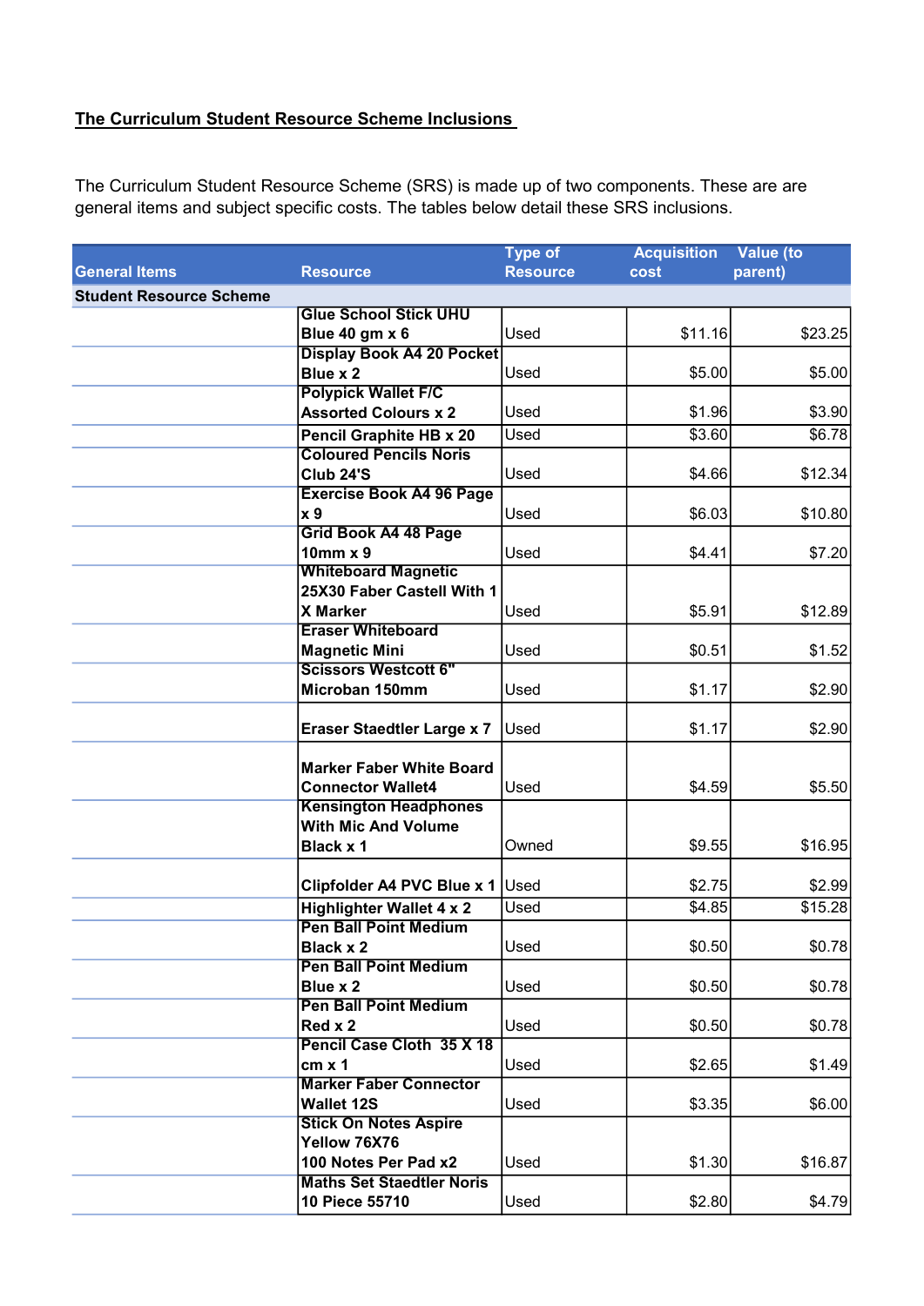**The Curriculum Student Resource Scheme Inclusions**

The Curriculum Student Resource Scheme (SRS) is made up of two components. These are are general items and subject specific costs. The tables below detail these SRS inclusions.

| General Items | Resource | Type of Resource | Acquisition cost | Value (to parent) |
|---|---|---|---|---|
| **Student Resource Scheme** | | | | |
| | **Glue School Stick UHU Blue 40 gm x 6** | Used | $11.16 | $23.25 |
| | **Display Book A4 20 Pocket Blue x 2** | Used | $5.00 | $5.00 |
| | **Polypick Wallet F/C Assorted Colours x 2** | Used | $1.96 | $3.90 |
| | **Pencil Graphite HB x 20** | Used | $3.60 | $6.78 |
| | **Coloured Pencils Noris Club 24'S** | Used | $4.66 | $12.34 |
| | **Exercise Book A4 96 Page x 9** | Used | $6.03 | $10.80 |
| | **Grid Book A4 48 Page 10mm x 9** | Used | $4.41 | $7.20 |
| | **Whiteboard Magnetic 25X30 Faber Castell With 1 X Marker** | Used | $5.91 | $12.89 |
| | **Eraser Whiteboard Magnetic Mini** | Used | $0.51 | $1.52 |
| | **Scissors Westcott 6" Microban 150mm** | Used | $1.17 | $2.90 |
| | **Eraser Staedtler Large x 7** | Used | $1.17 | $2.90 |
| | **Marker Faber White Board Connector Wallet4** | Used | $4.59 | $5.50 |
| | **Kensington Headphones With Mic And Volume Black x 1** | Owned | $9.55 | $16.95 |
| | **Clipfolder A4 PVC Blue x 1** | Used | $2.75 | $2.99 |
| | **Highlighter Wallet 4 x 2** | Used | $4.85 | $15.28 |
| | **Pen Ball Point Medium Black x 2** | Used | $0.50 | $0.78 |
| | **Pen Ball Point Medium Blue x 2** | Used | $0.50 | $0.78 |
| | **Pen Ball Point Medium Red x 2** | Used | $0.50 | $0.78 |
| | **Pencil Case Cloth 35 X 18 cm x 1** | Used | $2.65 | $1.49 |
| | **Marker Faber Connector Wallet 12S** | Used | $3.35 | $6.00 |
| | **Stick On Notes Aspire Yellow 76X76 100 Notes Per Pad x2** | Used | $1.30 | $16.87 |
| | **Maths Set Staedtler Noris 10 Piece 55710** | Used | $2.80 | $4.79 |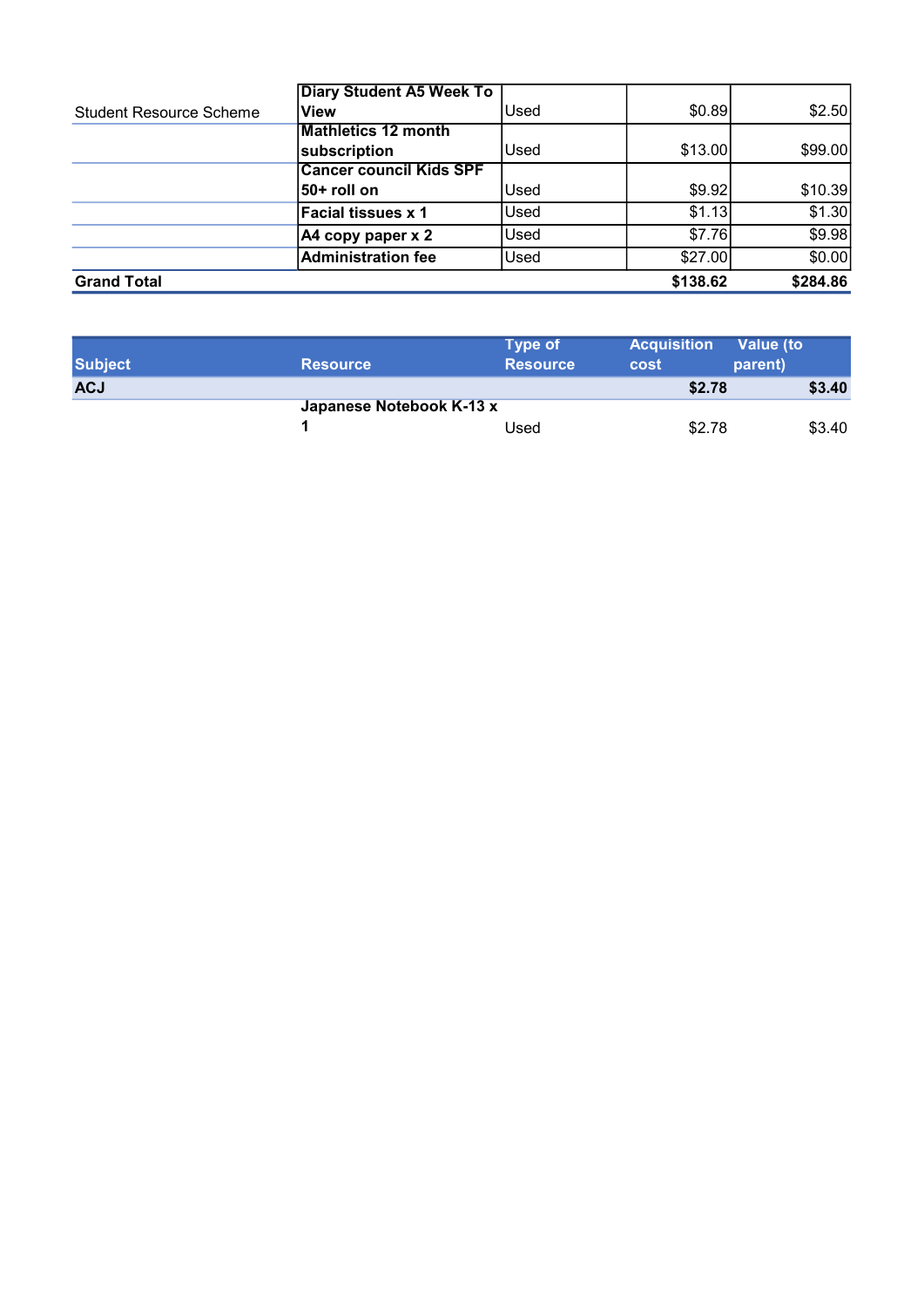| | | | | |
|---|---|---|---|---|
| Student Resource Scheme | **Diary Student A5 Week To View** | Used | $0.89 | $2.50 |
| | **Mathletics 12 month subscription** | Used | $13.00 | $99.00 |
| | **Cancer council Kids SPF 50+ roll on** | Used | $9.92 | $10.39 |
| | **Facial tissues x 1** | Used | $1.13 | $1.30 |
| | **A4 copy paper x 2** | Used | $7.76 | $9.98 |
| | **Administration fee** | Used | $27.00 | $0.00 |
| **Grand Total** | | | **$138.62** | **$284.86** |

| Subject | Resource | Type of Resource | Acquisition cost | Value (to parent) |
|---|---|---|---|---|
| **ACJ** | | | **$2.78** | **$3.40** |
| | **Japanese Notebook K-13 x 1** | Used | $2.78 | $3.40 |